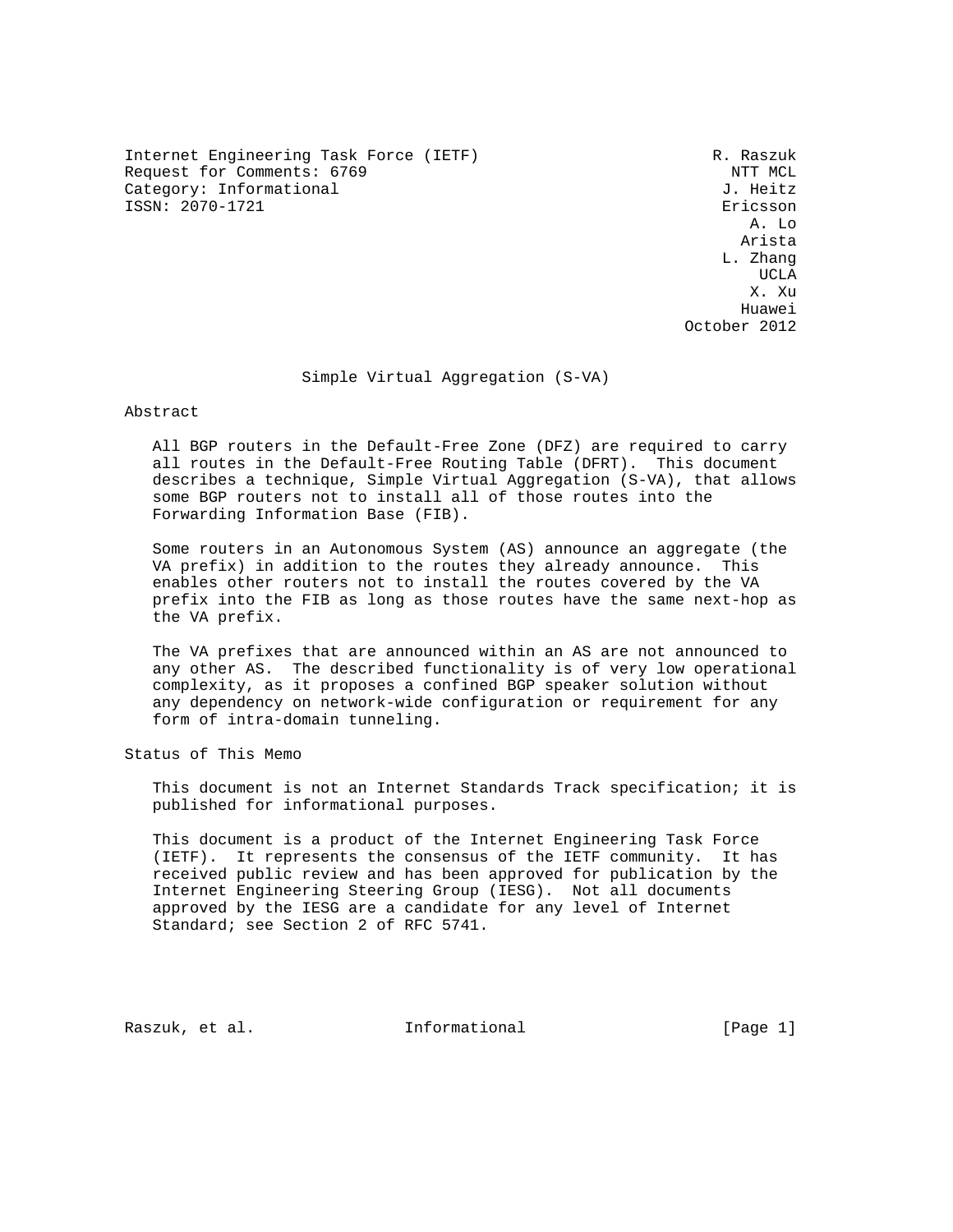Internet Engineering Task Force (IETF)
Request for Comments: 6769
Category: Informational
ISSN: 2070-1721

R. Raszuk, NTT MCL
J. Heitz, Ericsson
A. Lo, Arista
L. Zhang, UCLA
X. Xu, Huawei

October 2012

# Simple Virtual Aggregation (S-VA)

## Abstract

All BGP routers in the Default-Free Zone (DFZ) are required to carry all routes in the Default-Free Routing Table (DFRT). This document describes a technique, Simple Virtual Aggregation (S-VA), that allows some BGP routers not to install all of those routes into the Forwarding Information Base (FIB).

Some routers in an Autonomous System (AS) announce an aggregate (the VA prefix) in addition to the routes they already announce. This enables other routers not to install the routes covered by the VA prefix into the FIB as long as those routes have the same next-hop as the VA prefix.

The VA prefixes that are announced within an AS are not announced to any other AS. The described functionality is of very low operational complexity, as it proposes a confined BGP speaker solution without any dependency on network-wide configuration or requirement for any form of intra-domain tunneling.

## Status of This Memo

This document is not an Internet Standards Track specification; it is published for informational purposes.

This document is a product of the Internet Engineering Task Force (IETF). It represents the consensus of the IETF community. It has received public review and has been approved for publication by the Internet Engineering Steering Group (IESG). Not all documents approved by the IESG are a candidate for any level of Internet Standard; see Section 2 of RFC 5741.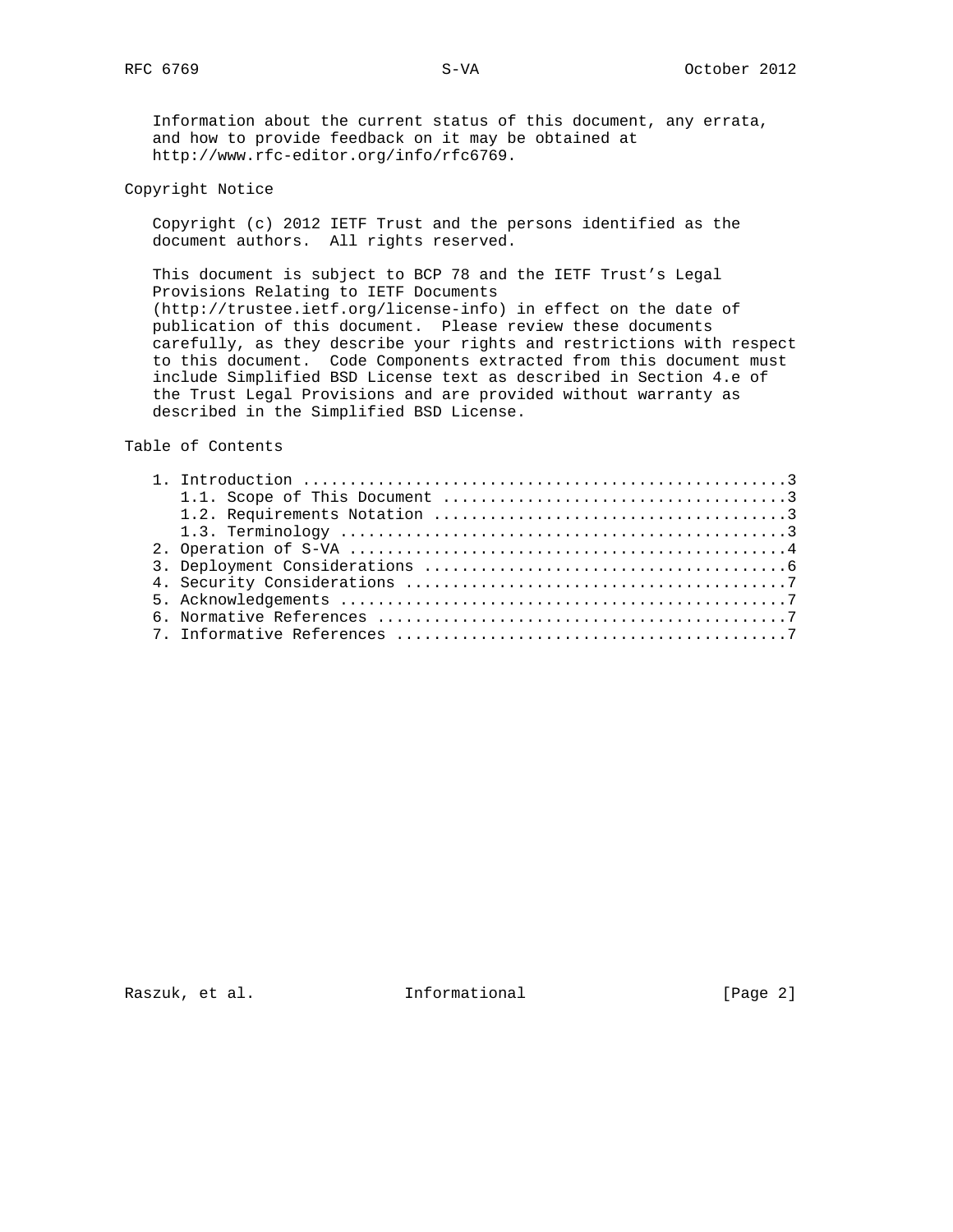Information about the current status of this document, any errata, and how to provide feedback on it may be obtained at http://www.rfc-editor.org/info/rfc6769.

## Copyright Notice

Copyright (c) 2012 IETF Trust and the persons identified as the document authors. All rights reserved.

This document is subject to BCP 78 and the IETF Trust's Legal Provisions Relating to IETF Documents (http://trustee.ietf.org/license-info) in effect on the date of publication of this document. Please review these documents carefully, as they describe your rights and restrictions with respect to this document. Code Components extracted from this document must include Simplified BSD License text as described in Section 4.e of the Trust Legal Provisions and are provided without warranty as described in the Simplified BSD License.

## Table of Contents

```
   1. Introduction ....................................................3
      1.1. Scope of This Document .....................................3
      1.2. Requirements Notation ......................................3
      1.3. Terminology ................................................3
   2. Operation of S-VA ...............................................4
   3. Deployment Considerations .......................................6
   4. Security Considerations .........................................7
   5. Acknowledgements ................................................7
   6. Normative References ............................................7
   7. Informative References ..........................................7
```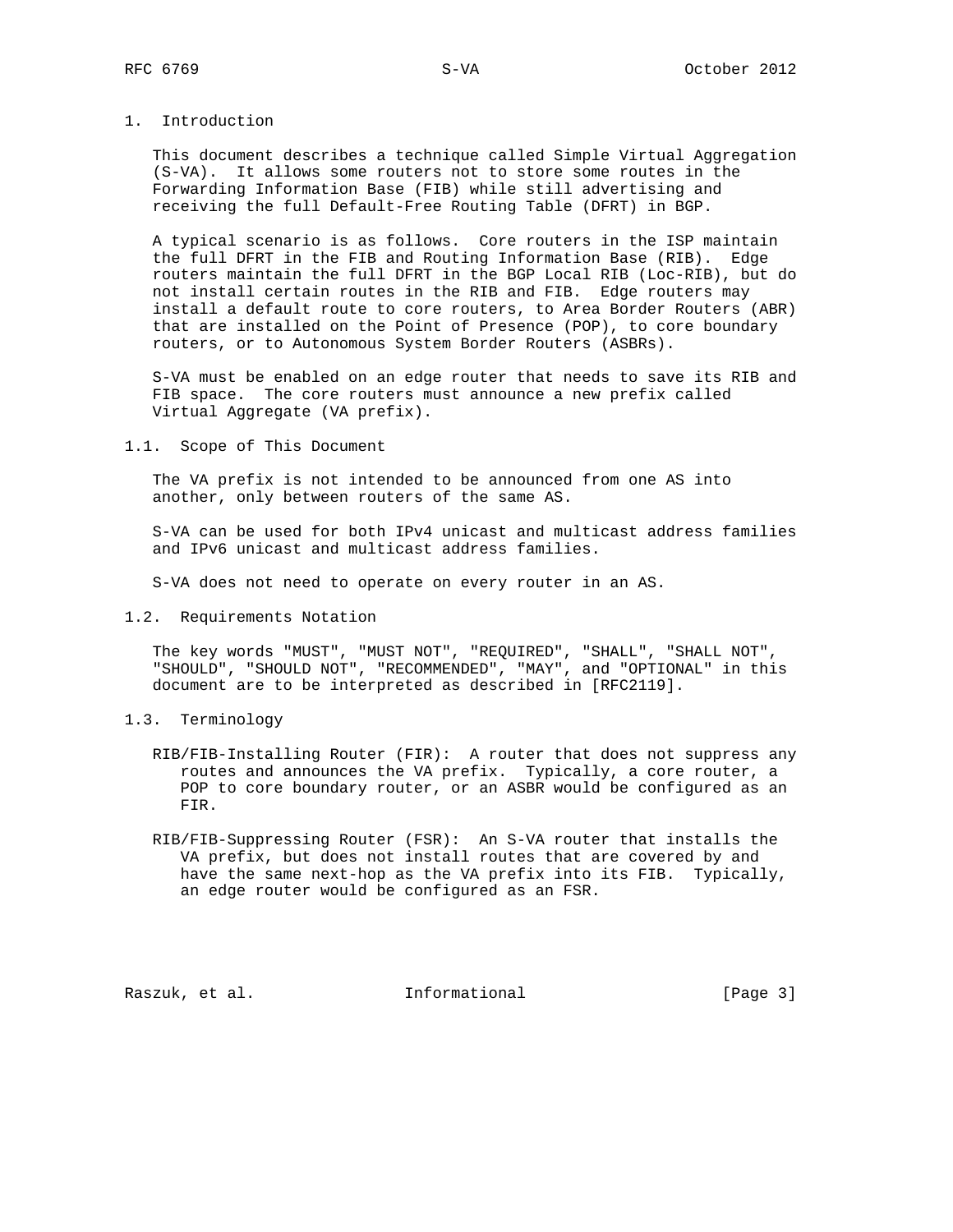# 1. Introduction

This document describes a technique called Simple Virtual Aggregation (S-VA). It allows some routers not to store some routes in the Forwarding Information Base (FIB) while still advertising and receiving the full Default-Free Routing Table (DFRT) in BGP.

A typical scenario is as follows. Core routers in the ISP maintain the full DFRT in the FIB and Routing Information Base (RIB). Edge routers maintain the full DFRT in the BGP Local RIB (Loc-RIB), but do not install certain routes in the RIB and FIB. Edge routers may install a default route to core routers, to Area Border Routers (ABR) that are installed on the Point of Presence (POP), to core boundary routers, or to Autonomous System Border Routers (ASBRs).

S-VA must be enabled on an edge router that needs to save its RIB and FIB space. The core routers must announce a new prefix called Virtual Aggregate (VA prefix).

## 1.1. Scope of This Document

The VA prefix is not intended to be announced from one AS into another, only between routers of the same AS.

S-VA can be used for both IPv4 unicast and multicast address families and IPv6 unicast and multicast address families.

S-VA does not need to operate on every router in an AS.

## 1.2. Requirements Notation

The key words "MUST", "MUST NOT", "REQUIRED", "SHALL", "SHALL NOT", "SHOULD", "SHOULD NOT", "RECOMMENDED", "MAY", and "OPTIONAL" in this document are to be interpreted as described in [RFC2119].

## 1.3. Terminology

RIB/FIB-Installing Router (FIR): A router that does not suppress any routes and announces the VA prefix. Typically, a core router, a POP to core boundary router, or an ASBR would be configured as an FIR.

RIB/FIB-Suppressing Router (FSR): An S-VA router that installs the VA prefix, but does not install routes that are covered by and have the same next-hop as the VA prefix into its FIB. Typically, an edge router would be configured as an FSR.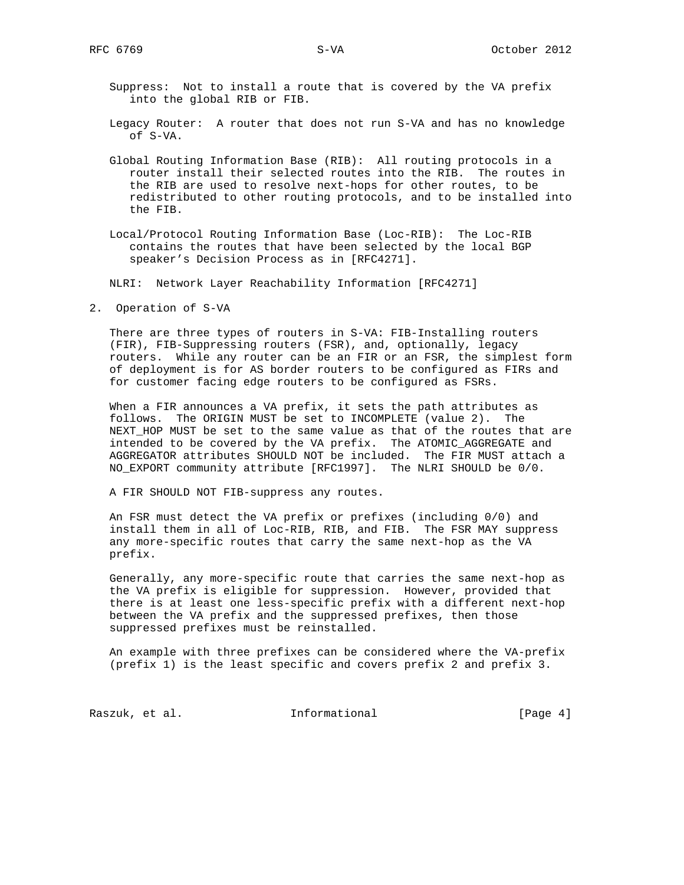Suppress: Not to install a route that is covered by the VA prefix into the global RIB or FIB.

Legacy Router: A router that does not run S-VA and has no knowledge of S-VA.

Global Routing Information Base (RIB): All routing protocols in a router install their selected routes into the RIB. The routes in the RIB are used to resolve next-hops for other routes, to be redistributed to other routing protocols, and to be installed into the FIB.

Local/Protocol Routing Information Base (Loc-RIB): The Loc-RIB contains the routes that have been selected by the local BGP speaker's Decision Process as in [RFC4271].

NLRI: Network Layer Reachability Information [RFC4271]

## 2. Operation of S-VA

There are three types of routers in S-VA: FIB-Installing routers (FIR), FIB-Suppressing routers (FSR), and, optionally, legacy routers. While any router can be an FIR or an FSR, the simplest form of deployment is for AS border routers to be configured as FIRs and for customer facing edge routers to be configured as FSRs.

When a FIR announces a VA prefix, it sets the path attributes as follows. The ORIGIN MUST be set to INCOMPLETE (value 2). The NEXT_HOP MUST be set to the same value as that of the routes that are intended to be covered by the VA prefix. The ATOMIC_AGGREGATE and AGGREGATOR attributes SHOULD NOT be included. The FIR MUST attach a NO_EXPORT community attribute [RFC1997]. The NLRI SHOULD be 0/0.

A FIR SHOULD NOT FIB-suppress any routes.

An FSR must detect the VA prefix or prefixes (including 0/0) and install them in all of Loc-RIB, RIB, and FIB. The FSR MAY suppress any more-specific routes that carry the same next-hop as the VA prefix.

Generally, any more-specific route that carries the same next-hop as the VA prefix is eligible for suppression. However, provided that there is at least one less-specific prefix with a different next-hop between the VA prefix and the suppressed prefixes, then those suppressed prefixes must be reinstalled.

An example with three prefixes can be considered where the VA-prefix (prefix 1) is the least specific and covers prefix 2 and prefix 3.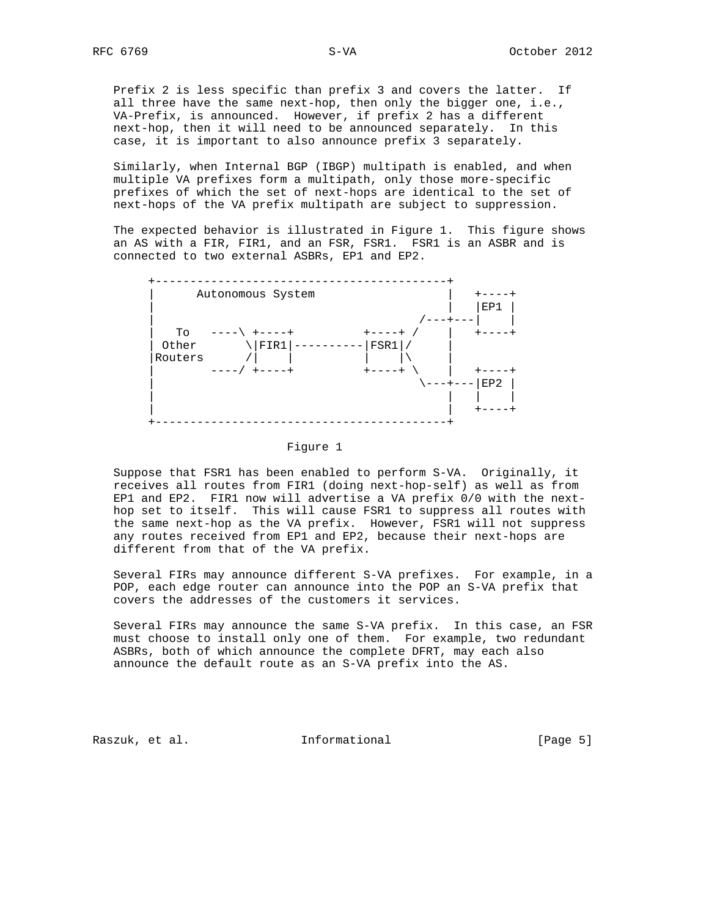Prefix 2 is less specific than prefix 3 and covers the latter. If all three have the same next-hop, then only the bigger one, i.e., VA-Prefix, is announced. However, if prefix 2 has a different next-hop, then it will need to be announced separately. In this case, it is important to also announce prefix 3 separately.

Similarly, when Internal BGP (IBGP) multipath is enabled, and when multiple VA prefixes form a multipath, only those more-specific prefixes of which the set of next-hops are identical to the set of next-hops of the VA prefix multipath are subject to suppression.

The expected behavior is illustrated in Figure 1. This figure shows an AS with a FIR, FIR1, and an FSR, FSR1. FSR1 is an ASBR and is connected to two external ASBRs, EP1 and EP2.

```
+------------------------------------------+
|      Autonomous System                   |   +----+
|                                          |   |EP1 |
|                                      /---+---|    |
|   To   ----\ +----+          +----+ /    |   +----+
| Other       \|FIR1|----------|FSR1|/     |
|Routers      /|    |          |    |\     |
|        ----/ +----+          +----+ \    |   +----+
|                                      \---+---|EP2 |
|                                          |   |    |
|                                          |   +----+
+------------------------------------------+
```

Figure 1

Suppose that FSR1 has been enabled to perform S-VA. Originally, it receives all routes from FIR1 (doing next-hop-self) as well as from EP1 and EP2. FIR1 now will advertise a VA prefix 0/0 with the next-hop set to itself. This will cause FSR1 to suppress all routes with the same next-hop as the VA prefix. However, FSR1 will not suppress any routes received from EP1 and EP2, because their next-hops are different from that of the VA prefix.

Several FIRs may announce different S-VA prefixes. For example, in a POP, each edge router can announce into the POP an S-VA prefix that covers the addresses of the customers it services.

Several FIRs may announce the same S-VA prefix. In this case, an FSR must choose to install only one of them. For example, two redundant ASBRs, both of which announce the complete DFRT, may each also announce the default route as an S-VA prefix into the AS.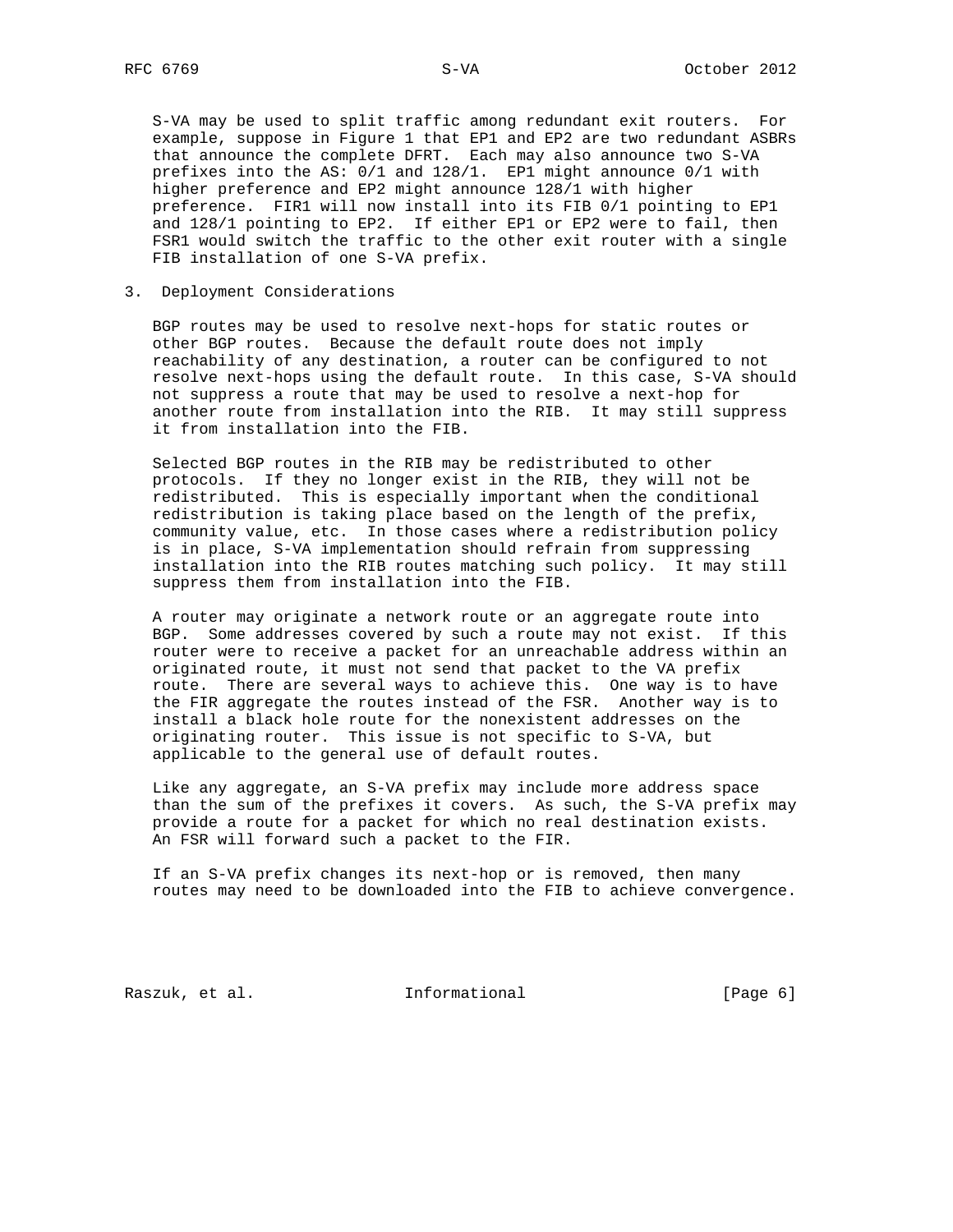S-VA may be used to split traffic among redundant exit routers. For example, suppose in Figure 1 that EP1 and EP2 are two redundant ASBRs that announce the complete DFRT. Each may also announce two S-VA prefixes into the AS: 0/1 and 128/1. EP1 might announce 0/1 with higher preference and EP2 might announce 128/1 with higher preference. FIR1 will now install into its FIB 0/1 pointing to EP1 and 128/1 pointing to EP2. If either EP1 or EP2 were to fail, then FSR1 would switch the traffic to the other exit router with a single FIB installation of one S-VA prefix.

## 3. Deployment Considerations

BGP routes may be used to resolve next-hops for static routes or other BGP routes. Because the default route does not imply reachability of any destination, a router can be configured to not resolve next-hops using the default route. In this case, S-VA should not suppress a route that may be used to resolve a next-hop for another route from installation into the RIB. It may still suppress it from installation into the FIB.

Selected BGP routes in the RIB may be redistributed to other protocols. If they no longer exist in the RIB, they will not be redistributed. This is especially important when the conditional redistribution is taking place based on the length of the prefix, community value, etc. In those cases where a redistribution policy is in place, S-VA implementation should refrain from suppressing installation into the RIB routes matching such policy. It may still suppress them from installation into the FIB.

A router may originate a network route or an aggregate route into BGP. Some addresses covered by such a route may not exist. If this router were to receive a packet for an unreachable address within an originated route, it must not send that packet to the VA prefix route. There are several ways to achieve this. One way is to have the FIR aggregate the routes instead of the FSR. Another way is to install a black hole route for the nonexistent addresses on the originating router. This issue is not specific to S-VA, but applicable to the general use of default routes.

Like any aggregate, an S-VA prefix may include more address space than the sum of the prefixes it covers. As such, the S-VA prefix may provide a route for a packet for which no real destination exists. An FSR will forward such a packet to the FIR.

If an S-VA prefix changes its next-hop or is removed, then many routes may need to be downloaded into the FIB to achieve convergence.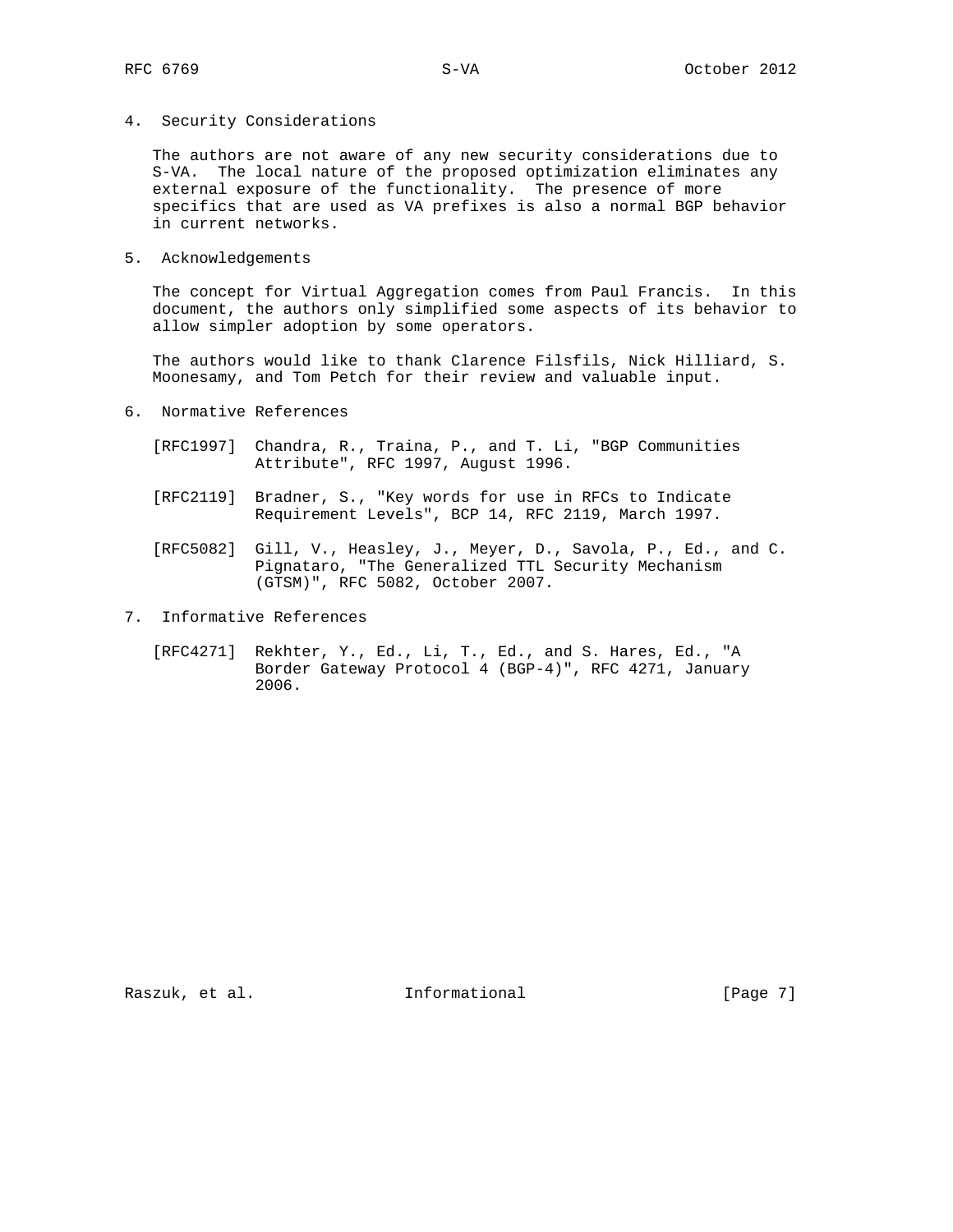## 4. Security Considerations

The authors are not aware of any new security considerations due to S-VA. The local nature of the proposed optimization eliminates any external exposure of the functionality. The presence of more specifics that are used as VA prefixes is also a normal BGP behavior in current networks.

## 5. Acknowledgements

The concept for Virtual Aggregation comes from Paul Francis. In this document, the authors only simplified some aspects of its behavior to allow simpler adoption by some operators.

The authors would like to thank Clarence Filsfils, Nick Hilliard, S. Moonesamy, and Tom Petch for their review and valuable input.

## 6. Normative References

[RFC1997] Chandra, R., Traina, P., and T. Li, "BGP Communities Attribute", RFC 1997, August 1996.

[RFC2119] Bradner, S., "Key words for use in RFCs to Indicate Requirement Levels", BCP 14, RFC 2119, March 1997.

[RFC5082] Gill, V., Heasley, J., Meyer, D., Savola, P., Ed., and C. Pignataro, "The Generalized TTL Security Mechanism (GTSM)", RFC 5082, October 2007.

## 7. Informative References

[RFC4271] Rekhter, Y., Ed., Li, T., Ed., and S. Hares, Ed., "A Border Gateway Protocol 4 (BGP-4)", RFC 4271, January 2006.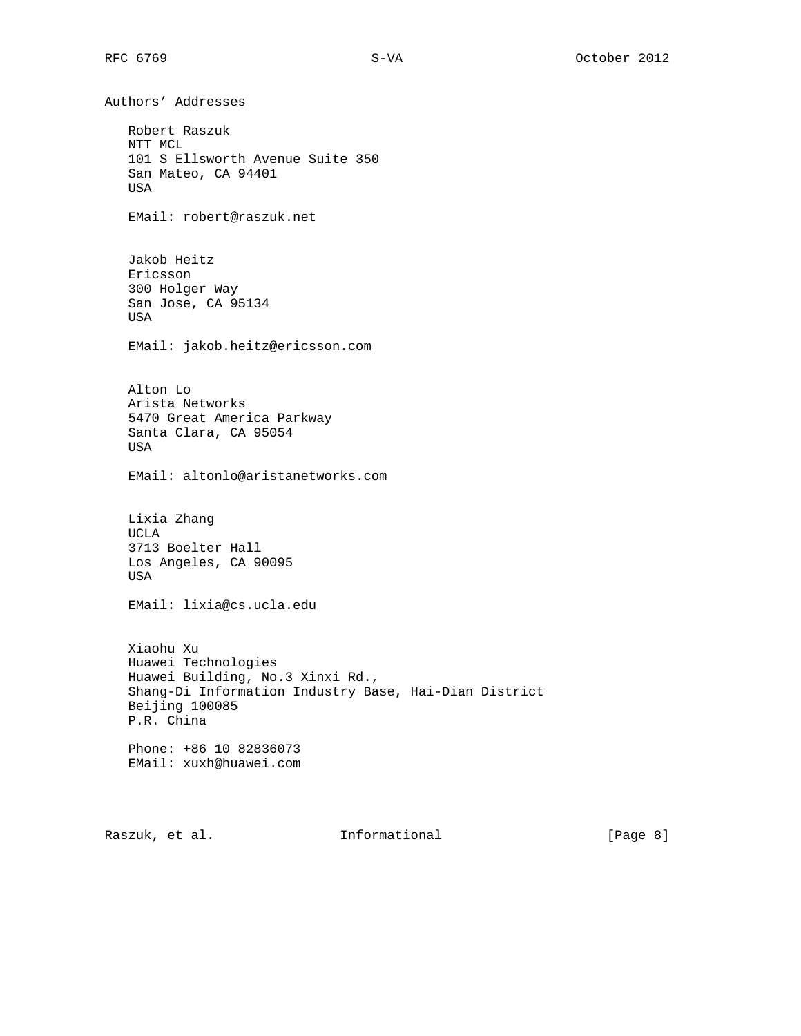## Authors' Addresses

Robert Raszuk
NTT MCL
101 S Ellsworth Avenue Suite 350
San Mateo, CA 94401
USA

EMail: robert@raszuk.net

Jakob Heitz
Ericsson
300 Holger Way
San Jose, CA 95134
USA

EMail: jakob.heitz@ericsson.com

Alton Lo
Arista Networks
5470 Great America Parkway
Santa Clara, CA 95054
USA

EMail: altonlo@aristanetworks.com

Lixia Zhang
UCLA
3713 Boelter Hall
Los Angeles, CA 90095
USA

EMail: lixia@cs.ucla.edu

Xiaohu Xu
Huawei Technologies
Huawei Building, No.3 Xinxi Rd.,
Shang-Di Information Industry Base, Hai-Dian District
Beijing 100085
P.R. China

Phone: +86 10 82836073
EMail: xuxh@huawei.com